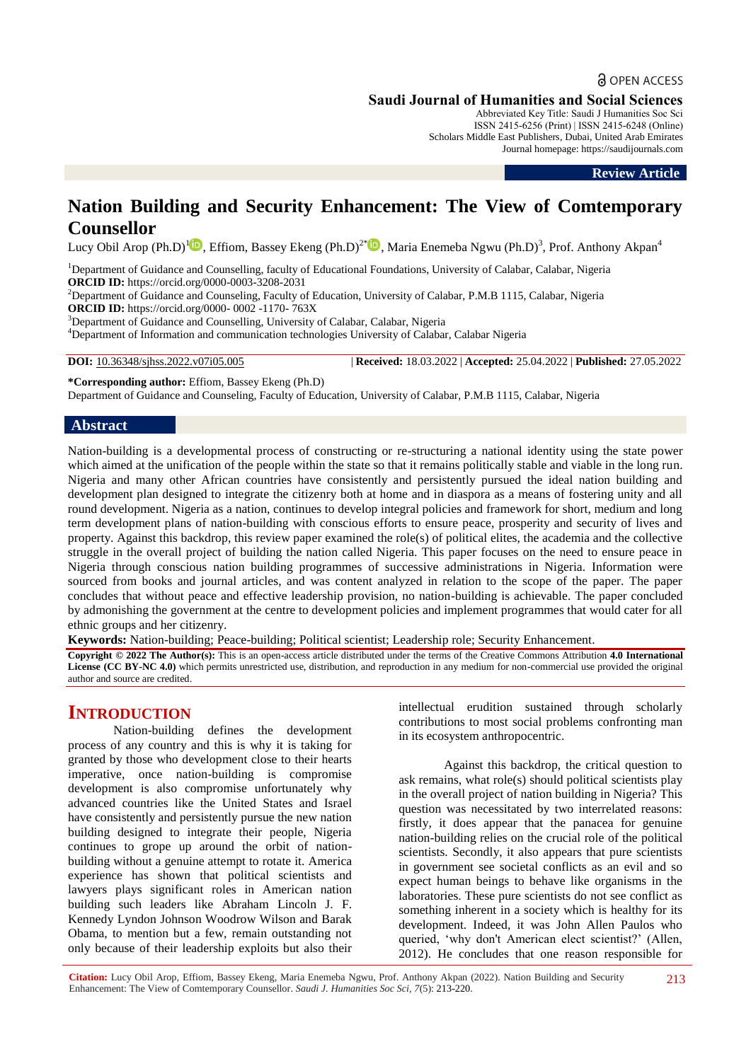Review Article

# Nation Building and Security Enhancement: The View of Comtemporary Counsellor

Lucy Obil Arop (Ph.D)[1], Effiom, Bassey Ekeng (Ph.D)[2*], Maria Enemeba Ngwu (Ph.D)[3], Prof. Anthony Akpan[4]

[1]Department of Guidance and Counselling, faculty of Educational Foundations, University of Calabar, Calabar, Nigeria
**ORCID ID:** https://orcid.org/0000-0003-3208-2031
[2]Department of Guidance and Counseling, Faculty of Education, University of Calabar, P.M.B 1115, Calabar, Nigeria
**ORCID ID:** https://orcid.org/0000- 0002 -1170- 763X
[3]Department of Guidance and Counselling, University of Calabar, Calabar, Nigeria
[4]Department of Information and communication technologies University of Calabar, Calabar Nigeria

**DOI:** 10.36348/sjhss.2022.v07i05.005 | **Received:** 18.03.2022 | **Accepted:** 25.04.2022 | **Published:** 27.05.2022

**\*Corresponding author:** Effiom, Bassey Ekeng (Ph.D)
Department of Guidance and Counseling, Faculty of Education, University of Calabar, P.M.B 1115, Calabar, Nigeria

## Abstract

Nation-building is a developmental process of constructing or re-structuring a national identity using the state power which aimed at the unification of the people within the state so that it remains politically stable and viable in the long run. Nigeria and many other African countries have consistently and persistently pursued the ideal nation building and development plan designed to integrate the citizenry both at home and in diaspora as a means of fostering unity and all round development. Nigeria as a nation, continues to develop integral policies and framework for short, medium and long term development plans of nation-building with conscious efforts to ensure peace, prosperity and security of lives and property. Against this backdrop, this review paper examined the role(s) of political elites, the academia and the collective struggle in the overall project of building the nation called Nigeria. This paper focuses on the need to ensure peace in Nigeria through conscious nation building programmes of successive administrations in Nigeria. Information were sourced from books and journal articles, and was content analyzed in relation to the scope of the paper. The paper concludes that without peace and effective leadership provision, no nation-building is achievable. The paper concluded by admonishing the government at the centre to development policies and implement programmes that would cater for all ethnic groups and her citizenry.

**Keywords:** Nation-building; Peace-building; Political scientist; Leadership role; Security Enhancement.

**Copyright © 2022 The Author(s):** This is an open-access article distributed under the terms of the Creative Commons Attribution **4.0 International License (CC BY-NC 4.0)** which permits unrestricted use, distribution, and reproduction in any medium for non-commercial use provided the original author and source are credited.

## INTRODUCTION

Nation-building defines the development process of any country and this is why it is taking for granted by those who development close to their hearts imperative, once nation-building is compromise development is also compromise unfortunately why advanced countries like the United States and Israel have consistently and persistently pursue the new nation building designed to integrate their people, Nigeria continues to grope up around the orbit of nation-building without a genuine attempt to rotate it. America experience has shown that political scientists and lawyers plays significant roles in American nation building such leaders like Abraham Lincoln J. F. Kennedy Lyndon Johnson Woodrow Wilson and Barak Obama, to mention but a few, remain outstanding not only because of their leadership exploits but also their intellectual erudition sustained through scholarly contributions to most social problems confronting man in its ecosystem anthropocentric.

Against this backdrop, the critical question to ask remains, what role(s) should political scientists play in the overall project of nation building in Nigeria? This question was necessitated by two interrelated reasons: firstly, it does appear that the panacea for genuine nation-building relies on the crucial role of the political scientists. Secondly, it also appears that pure scientists in government see societal conflicts as an evil and so expect human beings to behave like organisms in the laboratories. These pure scientists do not see conflict as something inherent in a society which is healthy for its development. Indeed, it was John Allen Paulos who queried, 'why don't American elect scientist?' (Allen, 2012). He concludes that one reason responsible for

**Citation:** Lucy Obil Arop, Effiom, Bassey Ekeng, Maria Enemeba Ngwu, Prof. Anthony Akpan (2022). Nation Building and Security Enhancement: The View of Comtemporary Counsellor. *Saudi J. Humanities Soc Sci, 7*(5): 213-220.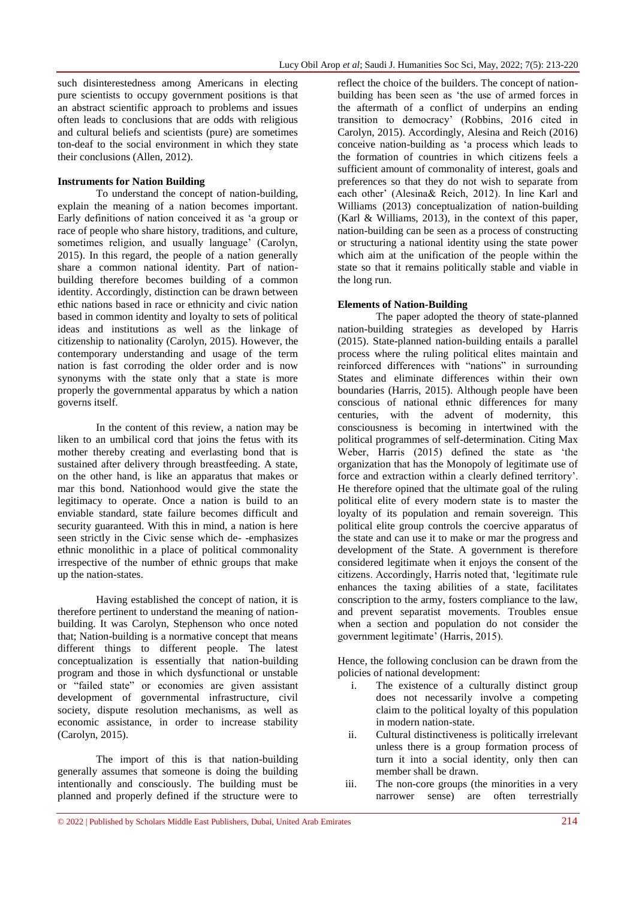such disinterestedness among Americans in electing pure scientists to occupy government positions is that an abstract scientific approach to problems and issues often leads to conclusions that are odds with religious and cultural beliefs and scientists (pure) are sometimes ton-deaf to the social environment in which they state their conclusions (Allen, 2012).

### Instruments for Nation Building

To understand the concept of nation-building, explain the meaning of a nation becomes important. Early definitions of nation conceived it as 'a group or race of people who share history, traditions, and culture, sometimes religion, and usually language' (Carolyn, 2015). In this regard, the people of a nation generally share a common national identity. Part of nation-building therefore becomes building of a common identity. Accordingly, distinction can be drawn between ethic nations based in race or ethnicity and civic nation based in common identity and loyalty to sets of political ideas and institutions as well as the linkage of citizenship to nationality (Carolyn, 2015). However, the contemporary understanding and usage of the term nation is fast corroding the older order and is now synonyms with the state only that a state is more properly the governmental apparatus by which a nation governs itself.

In the content of this review, a nation may be liken to an umbilical cord that joins the fetus with its mother thereby creating and everlasting bond that is sustained after delivery through breastfeeding. A state, on the other hand, is like an apparatus that makes or mar this bond. Nationhood would give the state the legitimacy to operate. Once a nation is build to an enviable standard, state failure becomes difficult and security guaranteed. With this in mind, a nation is here seen strictly in the Civic sense which de- -emphasizes ethnic monolithic in a place of political commonality irrespective of the number of ethnic groups that make up the nation-states.

Having established the concept of nation, it is therefore pertinent to understand the meaning of nation-building. It was Carolyn, Stephenson who once noted that; Nation-building is a normative concept that means different things to different people. The latest conceptualization is essentially that nation-building program and those in which dysfunctional or unstable or "failed state" or economies are given assistant development of governmental infrastructure, civil society, dispute resolution mechanisms, as well as economic assistance, in order to increase stability (Carolyn, 2015).

The import of this is that nation-building generally assumes that someone is doing the building intentionally and consciously. The building must be planned and properly defined if the structure were to reflect the choice of the builders. The concept of nation-building has been seen as 'the use of armed forces in the aftermath of a conflict of underpins an ending transition to democracy' (Robbins, 2016 cited in Carolyn, 2015). Accordingly, Alesina and Reich (2016) conceive nation-building as 'a process which leads to the formation of countries in which citizens feels a sufficient amount of commonality of interest, goals and preferences so that they do not wish to separate from each other' (Alesina& Reich, 2012). In line Karl and Williams (2013) conceptualization of nation-building (Karl & Williams, 2013), in the context of this paper, nation-building can be seen as a process of constructing or structuring a national identity using the state power which aim at the unification of the people within the state so that it remains politically stable and viable in the long run.

### Elements of Nation-Building

The paper adopted the theory of state-planned nation-building strategies as developed by Harris (2015). State-planned nation-building entails a parallel process where the ruling political elites maintain and reinforced differences with "nations" in surrounding States and eliminate differences within their own boundaries (Harris, 2015). Although people have been conscious of national ethnic differences for many centuries, with the advent of modernity, this consciousness is becoming in intertwined with the political programmes of self-determination. Citing Max Weber, Harris (2015) defined the state as 'the organization that has the Monopoly of legitimate use of force and extraction within a clearly defined territory'. He therefore opined that the ultimate goal of the ruling political elite of every modern state is to master the loyalty of its population and remain sovereign. This political elite group controls the coercive apparatus of the state and can use it to make or mar the progress and development of the State. A government is therefore considered legitimate when it enjoys the consent of the citizens. Accordingly, Harris noted that, 'legitimate rule enhances the taxing abilities of a state, facilitates conscription to the army, fosters compliance to the law, and prevent separatist movements. Troubles ensue when a section and population do not consider the government legitimate' (Harris, 2015).

Hence, the following conclusion can be drawn from the policies of national development:

i. The existence of a culturally distinct group does not necessarily involve a competing claim to the political loyalty of this population in modern nation-state.
ii. Cultural distinctiveness is politically irrelevant unless there is a group formation process of turn it into a social identity, only then can member shall be drawn.
iii. The non-core groups (the minorities in a very narrower sense) are often terrestrially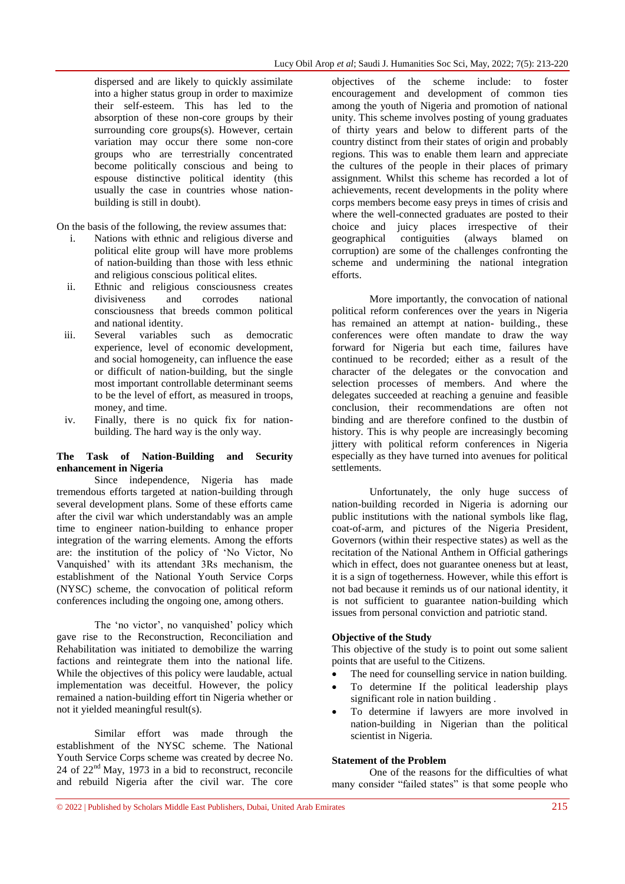dispersed and are likely to quickly assimilate into a higher status group in order to maximize their self-esteem. This has led to the absorption of these non-core groups by their surrounding core groups(s). However, certain variation may occur there some non-core groups who are terrestrially concentrated become politically conscious and being to espouse distinctive political identity (this usually the case in countries whose nation-building is still in doubt).

On the basis of the following, the review assumes that:

- i. Nations with ethnic and religious diverse and political elite group will have more problems of nation-building than those with less ethnic and religious conscious political elites.
- ii. Ethnic and religious consciousness creates divisiveness and corrodes national consciousness that breeds common political and national identity.
- iii. Several variables such as democratic experience, level of economic development, and social homogeneity, can influence the ease or difficult of nation-building, but the single most important controllable determinant seems to be the level of effort, as measured in troops, money, and time.
- iv. Finally, there is no quick fix for nation-building. The hard way is the only way.

**The Task of Nation-Building and Security enhancement in Nigeria**

Since independence, Nigeria has made tremendous efforts targeted at nation-building through several development plans. Some of these efforts came after the civil war which understandably was an ample time to engineer nation-building to enhance proper integration of the warring elements. Among the efforts are: the institution of the policy of 'No Victor, No Vanquished' with its attendant 3Rs mechanism, the establishment of the National Youth Service Corps (NYSC) scheme, the convocation of political reform conferences including the ongoing one, among others.

The 'no victor', no vanquished' policy which gave rise to the Reconstruction, Reconciliation and Rehabilitation was initiated to demobilize the warring factions and reintegrate them into the national life. While the objectives of this policy were laudable, actual implementation was deceitful. However, the policy remained a nation-building effort tin Nigeria whether or not it yielded meaningful result(s).

Similar effort was made through the establishment of the NYSC scheme. The National Youth Service Corps scheme was created by decree No. 24 of 22nd May, 1973 in a bid to reconstruct, reconcile and rebuild Nigeria after the civil war. The core objectives of the scheme include: to foster encouragement and development of common ties among the youth of Nigeria and promotion of national unity. This scheme involves posting of young graduates of thirty years and below to different parts of the country distinct from their states of origin and probably regions. This was to enable them learn and appreciate the cultures of the people in their places of primary assignment. Whilst this scheme has recorded a lot of achievements, recent developments in the polity where corps members become easy preys in times of crisis and where the well-connected graduates are posted to their choice and juicy places irrespective of their geographical contiguities (always blamed on corruption) are some of the challenges confronting the scheme and undermining the national integration efforts.

More importantly, the convocation of national political reform conferences over the years in Nigeria has remained an attempt at nation- building., these conferences were often mandate to draw the way forward for Nigeria but each time, failures have continued to be recorded; either as a result of the character of the delegates or the convocation and selection processes of members. And where the delegates succeeded at reaching a genuine and feasible conclusion, their recommendations are often not binding and are therefore confined to the dustbin of history. This is why people are increasingly becoming jittery with political reform conferences in Nigeria especially as they have turned into avenues for political settlements.

Unfortunately, the only huge success of nation-building recorded in Nigeria is adorning our public institutions with the national symbols like flag, coat-of-arm, and pictures of the Nigeria President, Governors (within their respective states) as well as the recitation of the National Anthem in Official gatherings which in effect, does not guarantee oneness but at least, it is a sign of togetherness. However, while this effort is not bad because it reminds us of our national identity, it is not sufficient to guarantee nation-building which issues from personal conviction and patriotic stand.

**Objective of the Study**

This objective of the study is to point out some salient points that are useful to the Citizens.

- The need for counselling service in nation building.
- To determine If the political leadership plays significant role in nation building .
- To determine if lawyers are more involved in nation-building in Nigerian than the political scientist in Nigeria.

**Statement of the Problem**

One of the reasons for the difficulties of what many consider "failed states" is that some people who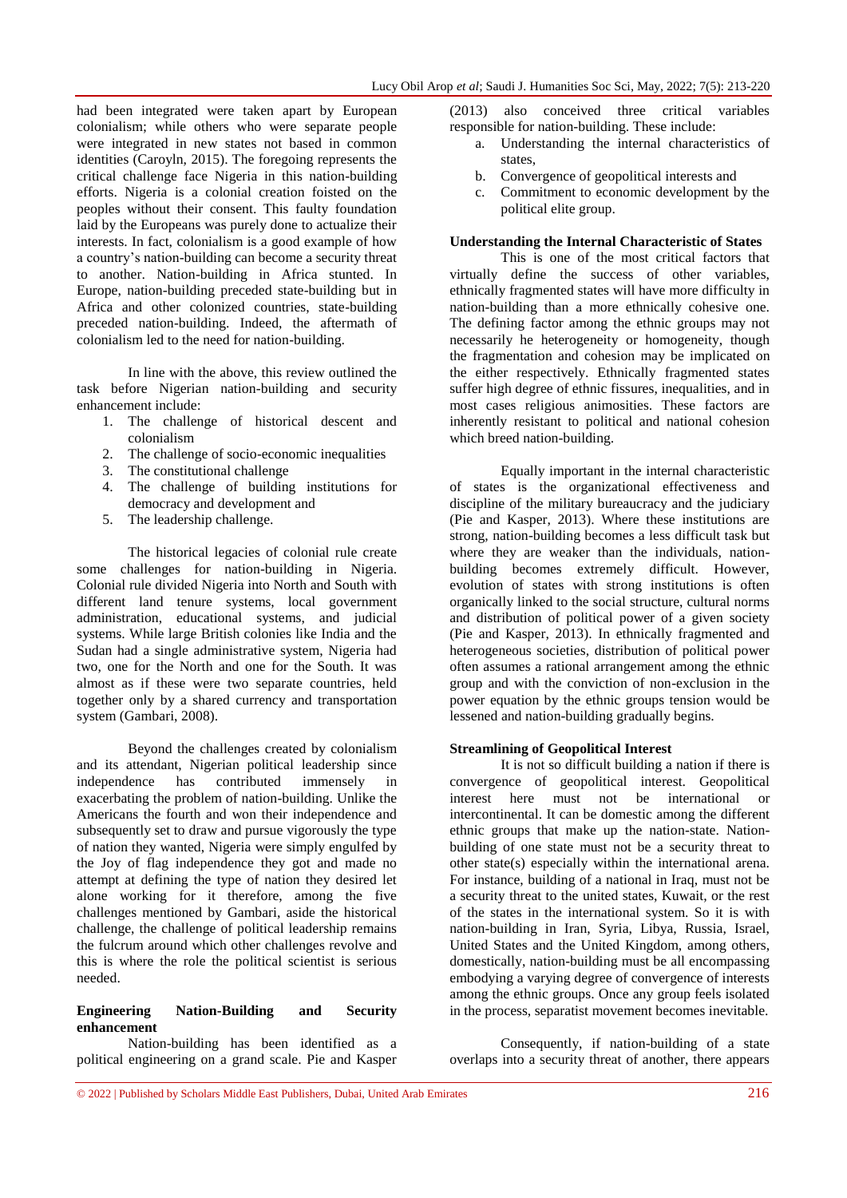had been integrated were taken apart by European colonialism; while others who were separate people were integrated in new states not based in common identities (Caroyln, 2015). The foregoing represents the critical challenge face Nigeria in this nation-building efforts. Nigeria is a colonial creation foisted on the peoples without their consent. This faulty foundation laid by the Europeans was purely done to actualize their interests. In fact, colonialism is a good example of how a country's nation-building can become a security threat to another. Nation-building in Africa stunted. In Europe, nation-building preceded state-building but in Africa and other colonized countries, state-building preceded nation-building. Indeed, the aftermath of colonialism led to the need for nation-building.

In line with the above, this review outlined the task before Nigerian nation-building and security enhancement include:

1. The challenge of historical descent and colonialism
2. The challenge of socio-economic inequalities
3. The constitutional challenge
4. The challenge of building institutions for democracy and development and
5. The leadership challenge.

The historical legacies of colonial rule create some challenges for nation-building in Nigeria. Colonial rule divided Nigeria into North and South with different land tenure systems, local government administration, educational systems, and judicial systems. While large British colonies like India and the Sudan had a single administrative system, Nigeria had two, one for the North and one for the South. It was almost as if these were two separate countries, held together only by a shared currency and transportation system (Gambari, 2008).

Beyond the challenges created by colonialism and its attendant, Nigerian political leadership since independence has contributed immensely in exacerbating the problem of nation-building. Unlike the Americans the fourth and won their independence and subsequently set to draw and pursue vigorously the type of nation they wanted, Nigeria were simply engulfed by the Joy of flag independence they got and made no attempt at defining the type of nation they desired let alone working for it therefore, among the five challenges mentioned by Gambari, aside the historical challenge, the challenge of political leadership remains the fulcrum around which other challenges revolve and this is where the role the political scientist is serious needed.

**Engineering Nation-Building and Security enhancement**

Nation-building has been identified as a political engineering on a grand scale. Pie and Kasper (2013) also conceived three critical variables responsible for nation-building. These include:

a. Understanding the internal characteristics of states,
b. Convergence of geopolitical interests and
c. Commitment to economic development by the political elite group.

**Understanding the Internal Characteristic of States**

This is one of the most critical factors that virtually define the success of other variables, ethnically fragmented states will have more difficulty in nation-building than a more ethnically cohesive one. The defining factor among the ethnic groups may not necessarily he heterogeneity or homogeneity, though the fragmentation and cohesion may be implicated on the either respectively. Ethnically fragmented states suffer high degree of ethnic fissures, inequalities, and in most cases religious animosities. These factors are inherently resistant to political and national cohesion which breed nation-building.

Equally important in the internal characteristic of states is the organizational effectiveness and discipline of the military bureaucracy and the judiciary (Pie and Kasper, 2013). Where these institutions are strong, nation-building becomes a less difficult task but where they are weaker than the individuals, nation-building becomes extremely difficult. However, evolution of states with strong institutions is often organically linked to the social structure, cultural norms and distribution of political power of a given society (Pie and Kasper, 2013). In ethnically fragmented and heterogeneous societies, distribution of political power often assumes a rational arrangement among the ethnic group and with the conviction of non-exclusion in the power equation by the ethnic groups tension would be lessened and nation-building gradually begins.

**Streamlining of Geopolitical Interest**

It is not so difficult building a nation if there is convergence of geopolitical interest. Geopolitical interest here must not be international or intercontinental. It can be domestic among the different ethnic groups that make up the nation-state. Nation-building of one state must not be a security threat to other state(s) especially within the international arena. For instance, building of a national in Iraq, must not be a security threat to the united states, Kuwait, or the rest of the states in the international system. So it is with nation-building in Iran, Syria, Libya, Russia, Israel, United States and the United Kingdom, among others, domestically, nation-building must be all encompassing embodying a varying degree of convergence of interests among the ethnic groups. Once any group feels isolated in the process, separatist movement becomes inevitable.

Consequently, if nation-building of a state overlaps into a security threat of another, there appears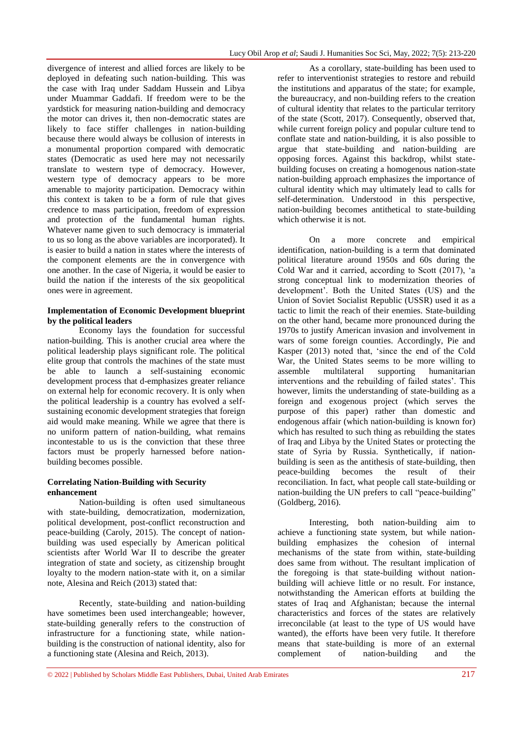divergence of interest and allied forces are likely to be deployed in defeating such nation-building. This was the case with Iraq under Saddam Hussein and Libya under Muammar Gaddafi. If freedom were to be the yardstick for measuring nation-building and democracy the motor can drives it, then non-democratic states are likely to face stiffer challenges in nation-building because there would always be collusion of interests in a monumental proportion compared with democratic states (Democratic as used here may not necessarily translate to western type of democracy. However, western type of democracy appears to be more amenable to majority participation. Democracy within this context is taken to be a form of rule that gives credence to mass participation, freedom of expression and protection of the fundamental human rights. Whatever name given to such democracy is immaterial to us so long as the above variables are incorporated). It is easier to build a nation in states where the interests of the component elements are the in convergence with one another. In the case of Nigeria, it would be easier to build the nation if the interests of the six geopolitical ones were in agreement.

**Implementation of Economic Development blueprint by the political leaders**

Economy lays the foundation for successful nation-building. This is another crucial area where the political leadership plays significant role. The political elite group that controls the machines of the state must be able to launch a self-sustaining economic development process that d-emphasizes greater reliance on external help for economic recovery. It is only when the political leadership is a country has evolved a self-sustaining economic development strategies that foreign aid would make meaning. While we agree that there is no uniform pattern of nation-building, what remains incontestable to us is the conviction that these three factors must be properly harnessed before nation-building becomes possible.

**Correlating Nation-Building with Security enhancement**

Nation-building is often used simultaneous with state-building, democratization, modernization, political development, post-conflict reconstruction and peace-building (Caroly, 2015). The concept of nation-building was used especially by American political scientists after World War II to describe the greater integration of state and society, as citizenship brought loyalty to the modern nation-state with it, on a similar note, Alesina and Reich (2013) stated that:

Recently, state-building and nation-building have sometimes been used interchangeable; however, state-building generally refers to the construction of infrastructure for a functioning state, while nation-building is the construction of national identity, also for a functioning state (Alesina and Reich, 2013).

As a corollary, state-building has been used to refer to interventionist strategies to restore and rebuild the institutions and apparatus of the state; for example, the bureaucracy, and non-building refers to the creation of cultural identity that relates to the particular territory of the state (Scott, 2017). Consequently, observed that, while current foreign policy and popular culture tend to conflate state and nation-building, it is also possible to argue that state-building and nation-building are opposing forces. Against this backdrop, whilst state-building focuses on creating a homogenous nation-state nation-building approach emphasizes the importance of cultural identity which may ultimately lead to calls for self-determination. Understood in this perspective, nation-building becomes antithetical to state-building which otherwise it is not.

On a more concrete and empirical identification, nation-building is a term that dominated political literature around 1950s and 60s during the Cold War and it carried, according to Scott (2017), 'a strong conceptual link to modernization theories of development'. Both the United States (US) and the Union of Soviet Socialist Republic (USSR) used it as a tactic to limit the reach of their enemies. State-building on the other hand, became more pronounced during the 1970s to justify American invasion and involvement in wars of some foreign counties. Accordingly, Pie and Kasper (2013) noted that, 'since the end of the Cold War, the United States seems to be more willing to assemble multilateral supporting humanitarian interventions and the rebuilding of failed states'. This however, limits the understanding of state-building as a foreign and exogenous project (which serves the purpose of this paper) rather than domestic and endogenous affair (which nation-building is known for) which has resulted to such thing as rebuilding the states of Iraq and Libya by the United States or protecting the state of Syria by Russia. Synthetically, if nation-building is seen as the antithesis of state-building, then peace-building becomes the result of their reconciliation. In fact, what people call state-building or nation-building the UN prefers to call "peace-building" (Goldberg, 2016).

Interesting, both nation-building aim to achieve a functioning state system, but while nation-building emphasizes the cohesion of internal mechanisms of the state from within, state-building does same from without. The resultant implication of the foregoing is that state-building without nation-building will achieve little or no result. For instance, notwithstanding the American efforts at building the states of Iraq and Afghanistan; because the internal characteristics and forces of the states are relatively irreconcilable (at least to the type of US would have wanted), the efforts have been very futile. It therefore means that state-building is more of an external complement of nation-building and the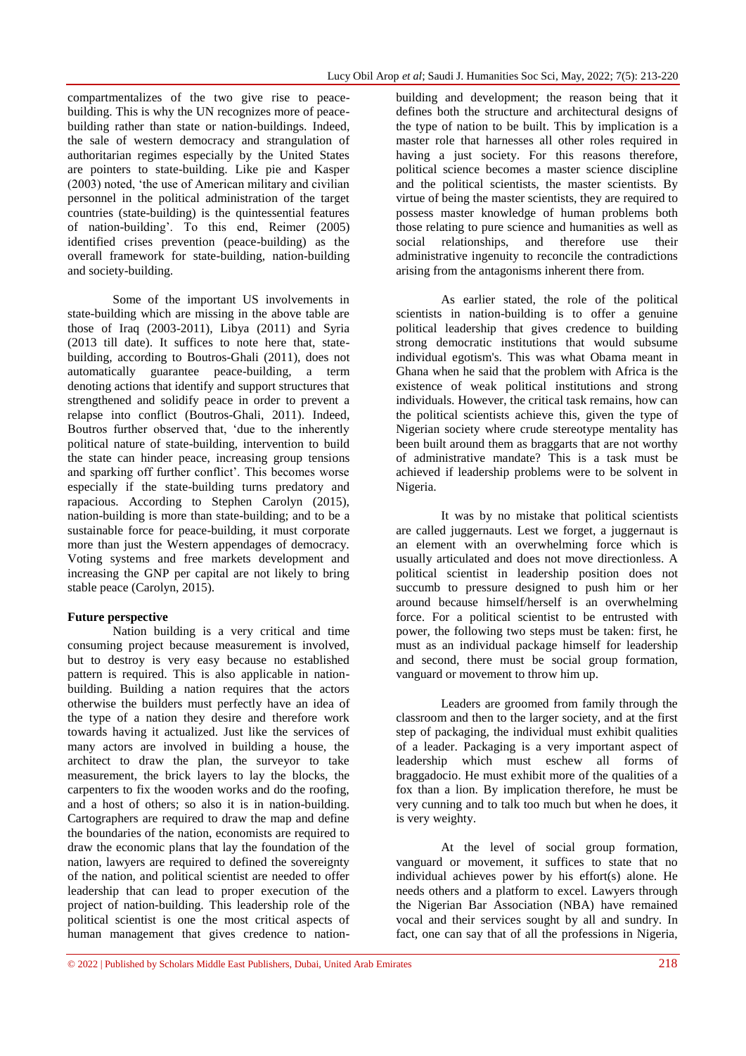compartmentalizes of the two give rise to peace-building. This is why the UN recognizes more of peace-building rather than state or nation-buildings. Indeed, the sale of western democracy and strangulation of authoritarian regimes especially by the United States are pointers to state-building. Like pie and Kasper (2003) noted, 'the use of American military and civilian personnel in the political administration of the target countries (state-building) is the quintessential features of nation-building'. To this end, Reimer (2005) identified crises prevention (peace-building) as the overall framework for state-building, nation-building and society-building.

Some of the important US involvements in state-building which are missing in the above table are those of Iraq (2003-2011), Libya (2011) and Syria (2013 till date). It suffices to note here that, state-building, according to Boutros-Ghali (2011), does not automatically guarantee peace-building, a term denoting actions that identify and support structures that strengthened and solidify peace in order to prevent a relapse into conflict (Boutros-Ghali, 2011). Indeed, Boutros further observed that, 'due to the inherently political nature of state-building, intervention to build the state can hinder peace, increasing group tensions and sparking off further conflict'. This becomes worse especially if the state-building turns predatory and rapacious. According to Stephen Carolyn (2015), nation-building is more than state-building; and to be a sustainable force for peace-building, it must corporate more than just the Western appendages of democracy. Voting systems and free markets development and increasing the GNP per capital are not likely to bring stable peace (Carolyn, 2015).

**Future perspective**

Nation building is a very critical and time consuming project because measurement is involved, but to destroy is very easy because no established pattern is required. This is also applicable in nation-building. Building a nation requires that the actors otherwise the builders must perfectly have an idea of the type of a nation they desire and therefore work towards having it actualized. Just like the services of many actors are involved in building a house, the architect to draw the plan, the surveyor to take measurement, the brick layers to lay the blocks, the carpenters to fix the wooden works and do the roofing, and a host of others; so also it is in nation-building. Cartographers are required to draw the map and define the boundaries of the nation, economists are required to draw the economic plans that lay the foundation of the nation, lawyers are required to defined the sovereignty of the nation, and political scientist are needed to offer leadership that can lead to proper execution of the project of nation-building. This leadership role of the political scientist is one the most critical aspects of human management that gives credence to nation-building and development; the reason being that it defines both the structure and architectural designs of the type of nation to be built. This by implication is a master role that harnesses all other roles required in having a just society. For this reasons therefore, political science becomes a master science discipline and the political scientists, the master scientists. By virtue of being the master scientists, they are required to possess master knowledge of human problems both those relating to pure science and humanities as well as social relationships, and therefore use their administrative ingenuity to reconcile the contradictions arising from the antagonisms inherent there from.

As earlier stated, the role of the political scientists in nation-building is to offer a genuine political leadership that gives credence to building strong democratic institutions that would subsume individual egotism's. This was what Obama meant in Ghana when he said that the problem with Africa is the existence of weak political institutions and strong individuals. However, the critical task remains, how can the political scientists achieve this, given the type of Nigerian society where crude stereotype mentality has been built around them as braggarts that are not worthy of administrative mandate? This is a task must be achieved if leadership problems were to be solvent in Nigeria.

It was by no mistake that political scientists are called juggernauts. Lest we forget, a juggernaut is an element with an overwhelming force which is usually articulated and does not move directionless. A political scientist in leadership position does not succumb to pressure designed to push him or her around because himself/herself is an overwhelming force. For a political scientist to be entrusted with power, the following two steps must be taken: first, he must as an individual package himself for leadership and second, there must be social group formation, vanguard or movement to throw him up.

Leaders are groomed from family through the classroom and then to the larger society, and at the first step of packaging, the individual must exhibit qualities of a leader. Packaging is a very important aspect of leadership which must eschew all forms of braggadocio. He must exhibit more of the qualities of a fox than a lion. By implication therefore, he must be very cunning and to talk too much but when he does, it is very weighty.

At the level of social group formation, vanguard or movement, it suffices to state that no individual achieves power by his effort(s) alone. He needs others and a platform to excel. Lawyers through the Nigerian Bar Association (NBA) have remained vocal and their services sought by all and sundry. In fact, one can say that of all the professions in Nigeria,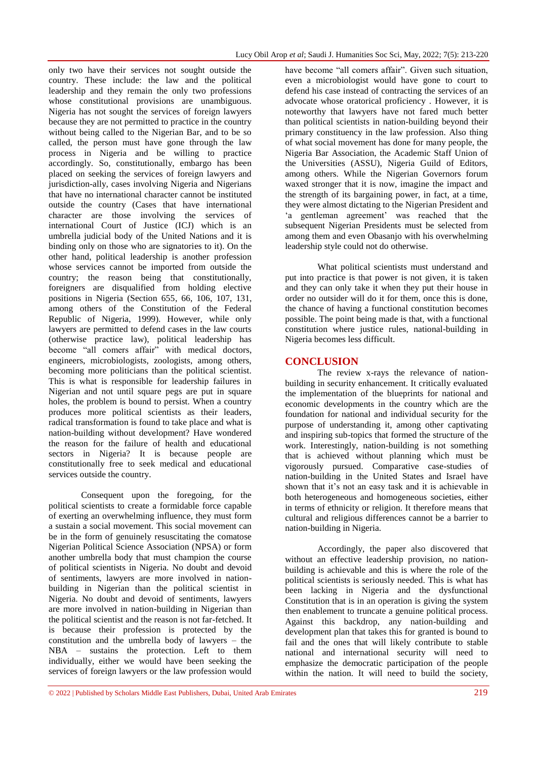only two have their services not sought outside the country. These include: the law and the political leadership and they remain the only two professions whose constitutional provisions are unambiguous. Nigeria has not sought the services of foreign lawyers because they are not permitted to practice in the country without being called to the Nigerian Bar, and to be so called, the person must have gone through the law process in Nigeria and be willing to practice accordingly. So, constitutionally, embargo has been placed on seeking the services of foreign lawyers and jurisdiction-ally, cases involving Nigeria and Nigerians that have no international character cannot be instituted outside the country (Cases that have international character are those involving the services of international Court of Justice (ICJ) which is an umbrella judicial body of the United Nations and it is binding only on those who are signatories to it). On the other hand, political leadership is another profession whose services cannot be imported from outside the country; the reason being that constitutionally, foreigners are disqualified from holding elective positions in Nigeria (Section 655, 66, 106, 107, 131, among others of the Constitution of the Federal Republic of Nigeria, 1999). However, while only lawyers are permitted to defend cases in the law courts (otherwise practice law), political leadership has become "all comers affair" with medical doctors, engineers, microbiologists, zoologists, among others, becoming more politicians than the political scientist. This is what is responsible for leadership failures in Nigerian and not until square pegs are put in square holes, the problem is bound to persist. When a country produces more political scientists as their leaders, radical transformation is found to take place and what is nation-building without development? Have wondered the reason for the failure of health and educational sectors in Nigeria? It is because people are constitutionally free to seek medical and educational services outside the country.

Consequent upon the foregoing, for the political scientists to create a formidable force capable of exerting an overwhelming influence, they must form a sustain a social movement. This social movement can be in the form of genuinely resuscitating the comatose Nigerian Political Science Association (NPSA) or form another umbrella body that must champion the course of political scientists in Nigeria. No doubt and devoid of sentiments, lawyers are more involved in nation-building in Nigerian than the political scientist in Nigeria. No doubt and devoid of sentiments, lawyers are more involved in nation-building in Nigerian than the political scientist and the reason is not far-fetched. It is because their profession is protected by the constitution and the umbrella body of lawyers – the NBA – sustains the protection. Left to them individually, either we would have been seeking the services of foreign lawyers or the law profession would have become "all comers affair". Given such situation, even a microbiologist would have gone to court to defend his case instead of contracting the services of an advocate whose oratorical proficiency . However, it is noteworthy that lawyers have not fared much better than political scientists in nation-building beyond their primary constituency in the law profession. Also thing of what social movement has done for many people, the Nigeria Bar Association, the Academic Staff Union of the Universities (ASSU), Nigeria Guild of Editors, among others. While the Nigerian Governors forum waxed stronger that it is now, imagine the impact and the strength of its bargaining power, in fact, at a time, they were almost dictating to the Nigerian President and 'a gentleman agreement' was reached that the subsequent Nigerian Presidents must be selected from among them and even Obasanjo with his overwhelming leadership style could not do otherwise.

What political scientists must understand and put into practice is that power is not given, it is taken and they can only take it when they put their house in order no outsider will do it for them, once this is done, the chance of having a functional constitution becomes possible. The point being made is that, with a functional constitution where justice rules, national-building in Nigeria becomes less difficult.

## CONCLUSION

The review x-rays the relevance of nation-building in security enhancement. It critically evaluated the implementation of the blueprints for national and economic developments in the country which are the foundation for national and individual security for the purpose of understanding it, among other captivating and inspiring sub-topics that formed the structure of the work. Interestingly, nation-building is not something that is achieved without planning which must be vigorously pursued. Comparative case-studies of nation-building in the United States and Israel have shown that it's not an easy task and it is achievable in both heterogeneous and homogeneous societies, either in terms of ethnicity or religion. It therefore means that cultural and religious differences cannot be a barrier to nation-building in Nigeria.

Accordingly, the paper also discovered that without an effective leadership provision, no nation-building is achievable and this is where the role of the political scientists is seriously needed. This is what has been lacking in Nigeria and the dysfunctional Constitution that is in an operation is giving the system then enablement to truncate a genuine political process. Against this backdrop, any nation-building and development plan that takes this for granted is bound to fail and the ones that will likely contribute to stable national and international security will need to emphasize the democratic participation of the people within the nation. It will need to build the society,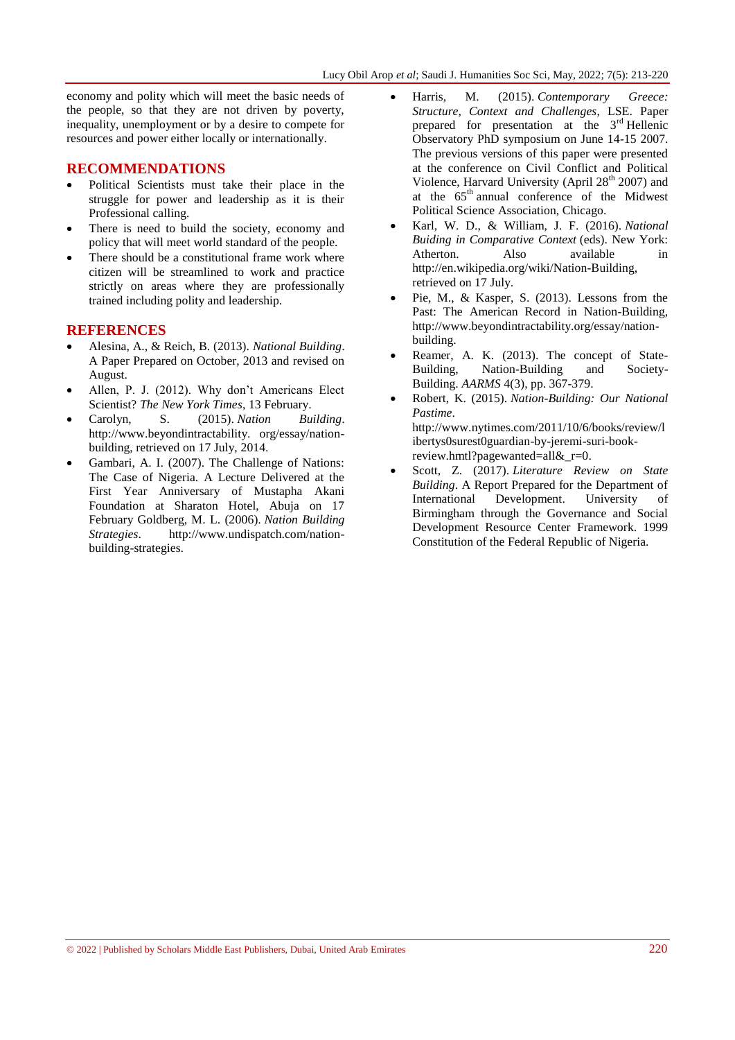economy and polity which will meet the basic needs of the people, so that they are not driven by poverty, inequality, unemployment or by a desire to compete for resources and power either locally or internationally.

## RECOMMENDATIONS

- Political Scientists must take their place in the struggle for power and leadership as it is their Professional calling.
- There is need to build the society, economy and policy that will meet world standard of the people.
- There should be a constitutional frame work where citizen will be streamlined to work and practice strictly on areas where they are professionally trained including polity and leadership.

## REFERENCES

- Alesina, A., & Reich, B. (2013). *National Building*. A Paper Prepared on October, 2013 and revised on August.
- Allen, P. J. (2012). Why don't Americans Elect Scientist? *The New York Times*, 13 February.
- Carolyn, S. (2015). *Nation Building*. http://www.beyondintractability. org/essay/nation-building, retrieved on 17 July, 2014.
- Gambari, A. I. (2007). The Challenge of Nations: The Case of Nigeria. A Lecture Delivered at the First Year Anniversary of Mustapha Akani Foundation at Sharaton Hotel, Abuja on 17 February Goldberg, M. L. (2006). *Nation Building Strategies*. http://www.undispatch.com/nation-building-strategies.
- Harris, M. (2015). *Contemporary Greece: Structure, Context and Challenges*, LSE. Paper prepared for presentation at the 3rd Hellenic Observatory PhD symposium on June 14-15 2007. The previous versions of this paper were presented at the conference on Civil Conflict and Political Violence, Harvard University (April 28th 2007) and at the 65th annual conference of the Midwest Political Science Association, Chicago.
- Karl, W. D., & William, J. F. (2016). *National Buiding in Comparative Context* (eds). New York: Atherton. Also available in http://en.wikipedia.org/wiki/Nation-Building, retrieved on 17 July.
- Pie, M., & Kasper, S. (2013). Lessons from the Past: The American Record in Nation-Building, http://www.beyondintractability.org/essay/nation-building.
- Reamer, A. K. (2013). The concept of State-Building, Nation-Building and Society-Building. *AARMS* 4(3), pp. 367-379.
- Robert, K. (2015). *Nation-Building: Our National Pastime*. http://www.nytimes.com/2011/10/6/books/review/libertys0surest0guardian-by-jeremi-suri-book-review.hmtl?pagewanted=all&_r=0.
- Scott, Z. (2017). *Literature Review on State Building*. A Report Prepared for the Department of International Development. University of Birmingham through the Governance and Social Development Resource Center Framework. 1999 Constitution of the Federal Republic of Nigeria.